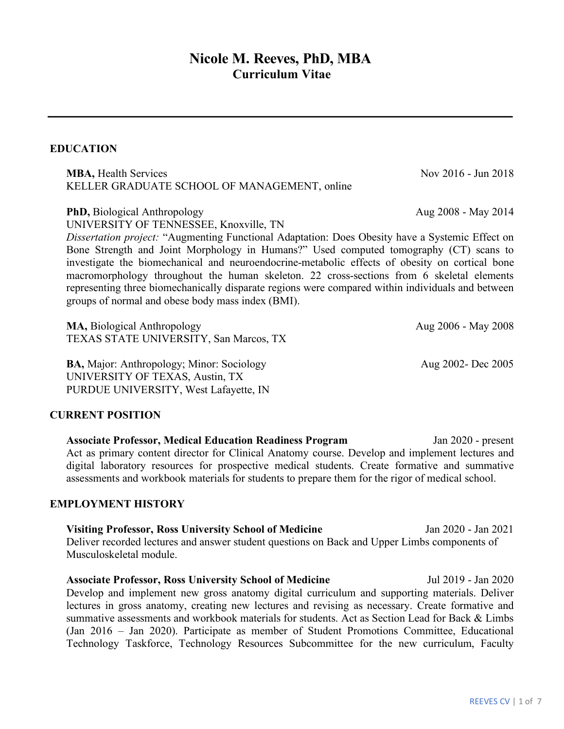# Nicole M. Reeves, PhD, MBA
## Curriculum Vitae

---

## EDUCATION

**MBA,** Health Services — Nov 2016 - Jun 2018
KELLER GRADUATE SCHOOL OF MANAGEMENT, online

**PhD,** Biological Anthropology — Aug 2008 - May 2014
UNIVERSITY OF TENNESSEE, Knoxville, TN
*Dissertation project:* "Augmenting Functional Adaptation: Does Obesity have a Systemic Effect on Bone Strength and Joint Morphology in Humans?" Used computed tomography (CT) scans to investigate the biomechanical and neuroendocrine-metabolic effects of obesity on cortical bone macromorphology throughout the human skeleton. 22 cross-sections from 6 skeletal elements representing three biomechanically disparate regions were compared within individuals and between groups of normal and obese body mass index (BMI).

**MA,** Biological Anthropology — Aug 2006 - May 2008
TEXAS STATE UNIVERSITY, San Marcos, TX

**BA,** Major: Anthropology; Minor: Sociology — Aug 2002- Dec 2005
UNIVERSITY OF TEXAS, Austin, TX
PURDUE UNIVERSITY, West Lafayette, IN

## CURRENT POSITION

**Associate Professor, Medical Education Readiness Program** — Jan 2020 - present
Act as primary content director for Clinical Anatomy course. Develop and implement lectures and digital laboratory resources for prospective medical students. Create formative and summative assessments and workbook materials for students to prepare them for the rigor of medical school.

## EMPLOYMENT HISTORY

**Visiting Professor, Ross University School of Medicine** — Jan 2020 - Jan 2021
Deliver recorded lectures and answer student questions on Back and Upper Limbs components of Musculoskeletal module.

**Associate Professor, Ross University School of Medicine** — Jul 2019 - Jan 2020
Develop and implement new gross anatomy digital curriculum and supporting materials. Deliver lectures in gross anatomy, creating new lectures and revising as necessary. Create formative and summative assessments and workbook materials for students. Act as Section Lead for Back & Limbs (Jan 2016 – Jan 2020). Participate as member of Student Promotions Committee, Educational Technology Taskforce, Technology Resources Subcommittee for the new curriculum, Faculty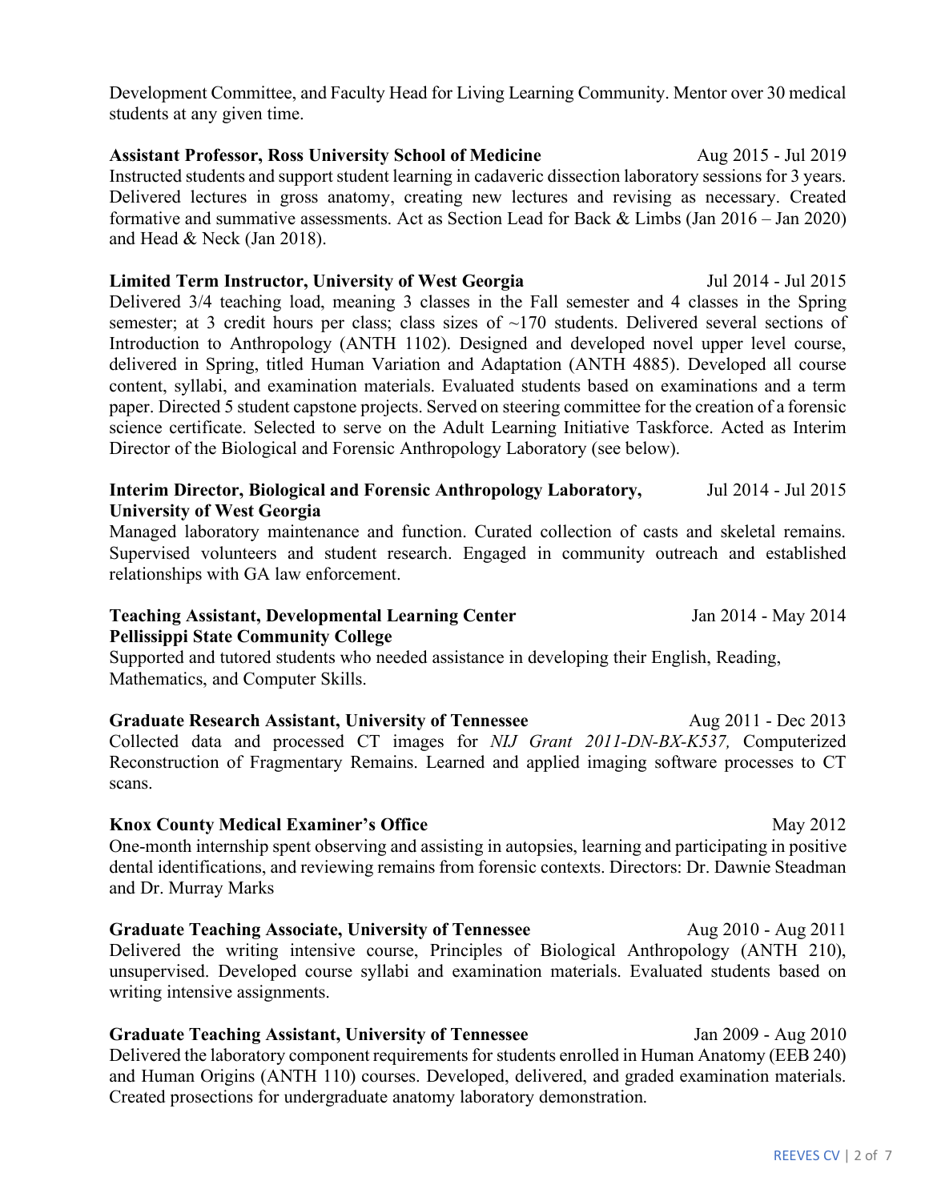Development Committee, and Faculty Head for Living Learning Community. Mentor over 30 medical students at any given time.

**Assistant Professor, Ross University School of Medicine** Aug 2015 - Jul 2019

Instructed students and support student learning in cadaveric dissection laboratory sessions for 3 years. Delivered lectures in gross anatomy, creating new lectures and revising as necessary. Created formative and summative assessments. Act as Section Lead for Back & Limbs (Jan 2016 – Jan 2020) and Head & Neck (Jan 2018).

**Limited Term Instructor, University of West Georgia** Jul 2014 - Jul 2015

Delivered 3/4 teaching load, meaning 3 classes in the Fall semester and 4 classes in the Spring semester; at 3 credit hours per class; class sizes of ~170 students. Delivered several sections of Introduction to Anthropology (ANTH 1102). Designed and developed novel upper level course, delivered in Spring, titled Human Variation and Adaptation (ANTH 4885). Developed all course content, syllabi, and examination materials. Evaluated students based on examinations and a term paper. Directed 5 student capstone projects. Served on steering committee for the creation of a forensic science certificate. Selected to serve on the Adult Learning Initiative Taskforce. Acted as Interim Director of the Biological and Forensic Anthropology Laboratory (see below).

**Interim Director, Biological and Forensic Anthropology Laboratory, University of West Georgia** Jul 2014 - Jul 2015

Managed laboratory maintenance and function. Curated collection of casts and skeletal remains. Supervised volunteers and student research. Engaged in community outreach and established relationships with GA law enforcement.

**Teaching Assistant, Developmental Learning Center Pellissippi State Community College** Jan 2014 - May 2014

Supported and tutored students who needed assistance in developing their English, Reading, Mathematics, and Computer Skills.

**Graduate Research Assistant, University of Tennessee** Aug 2011 - Dec 2013

Collected data and processed CT images for *NIJ Grant 2011-DN-BX-K537,* Computerized Reconstruction of Fragmentary Remains. Learned and applied imaging software processes to CT scans.

**Knox County Medical Examiner's Office** May 2012

One-month internship spent observing and assisting in autopsies, learning and participating in positive dental identifications, and reviewing remains from forensic contexts. Directors: Dr. Dawnie Steadman and Dr. Murray Marks

**Graduate Teaching Associate, University of Tennessee** Aug 2010 - Aug 2011

Delivered the writing intensive course, Principles of Biological Anthropology (ANTH 210), unsupervised. Developed course syllabi and examination materials. Evaluated students based on writing intensive assignments.

**Graduate Teaching Assistant, University of Tennessee** Jan 2009 - Aug 2010

Delivered the laboratory component requirements for students enrolled in Human Anatomy (EEB 240) and Human Origins (ANTH 110) courses. Developed, delivered, and graded examination materials. Created prosections for undergraduate anatomy laboratory demonstration.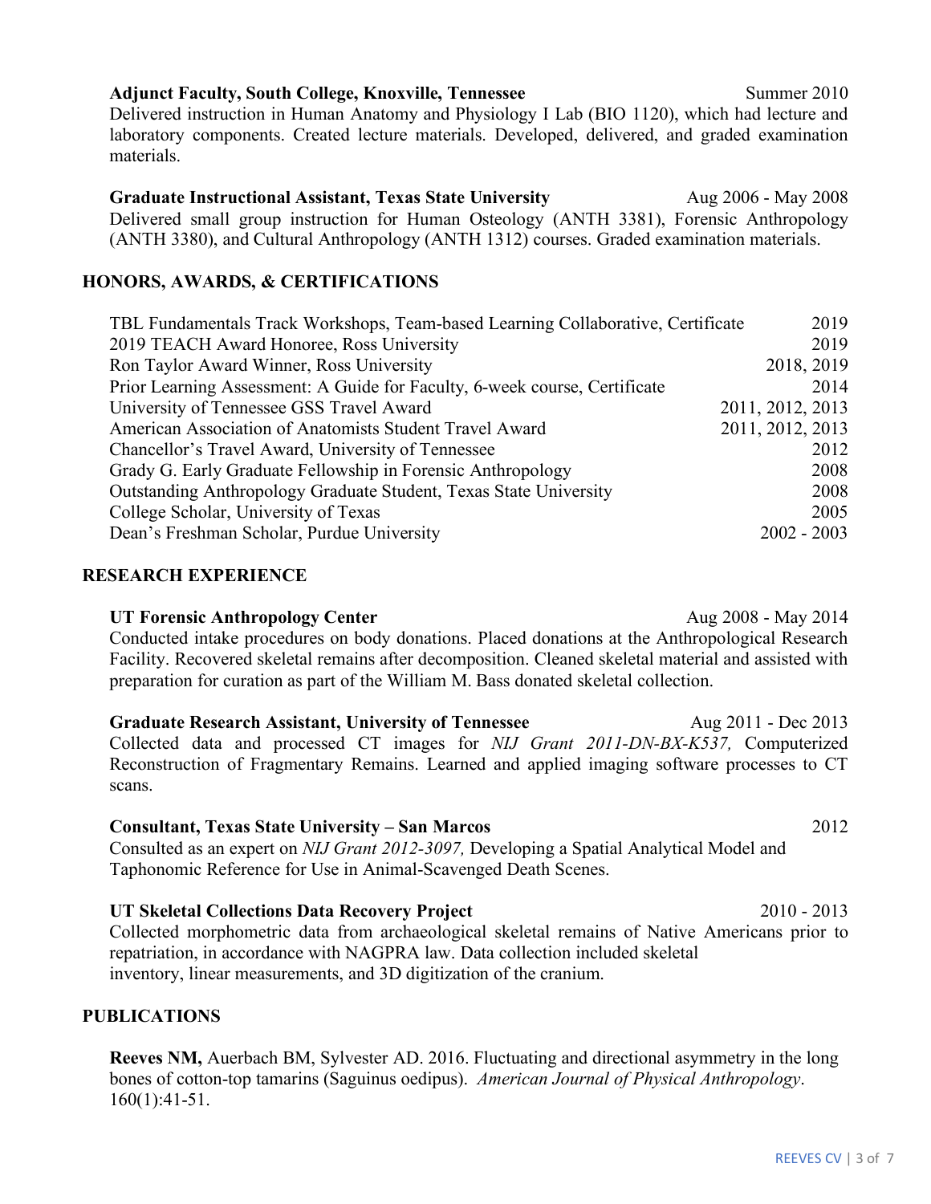**Adjunct Faculty, South College, Knoxville, Tennessee** Summer 2010

Delivered instruction in Human Anatomy and Physiology I Lab (BIO 1120), which had lecture and laboratory components. Created lecture materials. Developed, delivered, and graded examination materials.

**Graduate Instructional Assistant, Texas State University** Aug 2006 - May 2008

Delivered small group instruction for Human Osteology (ANTH 3381), Forensic Anthropology (ANTH 3380), and Cultural Anthropology (ANTH 1312) courses. Graded examination materials.

## HONORS, AWARDS, & CERTIFICATIONS

| | |
|---|---|
| TBL Fundamentals Track Workshops, Team-based Learning Collaborative, Certificate | 2019 |
| 2019 TEACH Award Honoree, Ross University | 2019 |
| Ron Taylor Award Winner, Ross University | 2018, 2019 |
| Prior Learning Assessment: A Guide for Faculty, 6-week course, Certificate | 2014 |
| University of Tennessee GSS Travel Award | 2011, 2012, 2013 |
| American Association of Anatomists Student Travel Award | 2011, 2012, 2013 |
| Chancellor's Travel Award, University of Tennessee | 2012 |
| Grady G. Early Graduate Fellowship in Forensic Anthropology | 2008 |
| Outstanding Anthropology Graduate Student, Texas State University | 2008 |
| College Scholar, University of Texas | 2005 |
| Dean's Freshman Scholar, Purdue University | 2002 - 2003 |

## RESEARCH EXPERIENCE

**UT Forensic Anthropology Center** Aug 2008 - May 2014

Conducted intake procedures on body donations. Placed donations at the Anthropological Research Facility. Recovered skeletal remains after decomposition. Cleaned skeletal material and assisted with preparation for curation as part of the William M. Bass donated skeletal collection.

**Graduate Research Assistant, University of Tennessee** Aug 2011 - Dec 2013

Collected data and processed CT images for *NIJ Grant 2011-DN-BX-K537,* Computerized Reconstruction of Fragmentary Remains. Learned and applied imaging software processes to CT scans.

**Consultant, Texas State University – San Marcos** 2012

Consulted as an expert on *NIJ Grant 2012-3097,* Developing a Spatial Analytical Model and Taphonomic Reference for Use in Animal-Scavenged Death Scenes.

**UT Skeletal Collections Data Recovery Project** 2010 - 2013

Collected morphometric data from archaeological skeletal remains of Native Americans prior to repatriation, in accordance with NAGPRA law. Data collection included skeletal inventory, linear measurements, and 3D digitization of the cranium.

## PUBLICATIONS

**Reeves NM,** Auerbach BM, Sylvester AD. 2016. Fluctuating and directional asymmetry in the long bones of cotton-top tamarins (Saguinus oedipus). *American Journal of Physical Anthropology*. 160(1):41-51.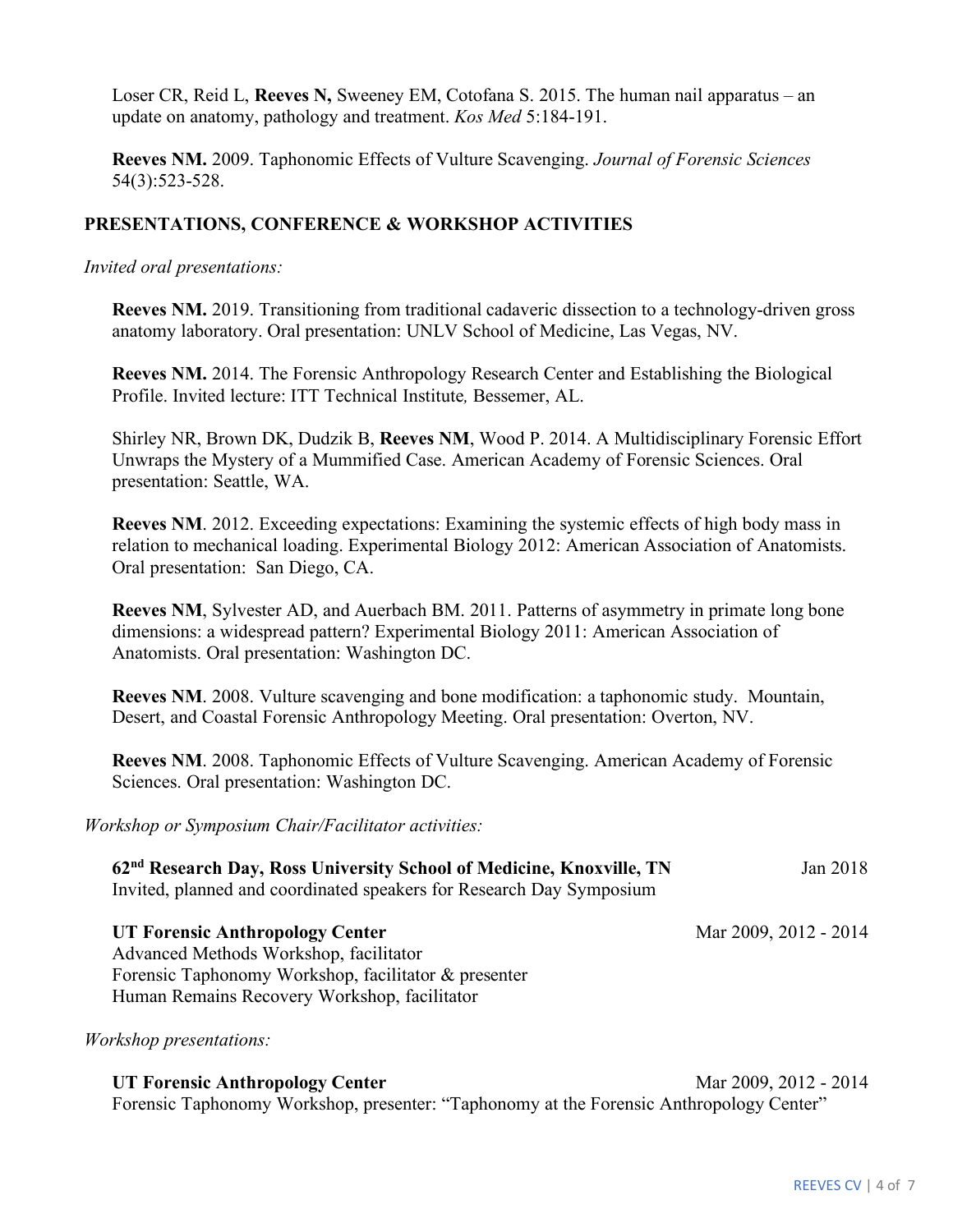Loser CR, Reid L, **Reeves N,** Sweeney EM, Cotofana S. 2015. The human nail apparatus – an update on anatomy, pathology and treatment. *Kos Med* 5:184-191.

**Reeves NM.** 2009. Taphonomic Effects of Vulture Scavenging. *Journal of Forensic Sciences* 54(3):523-528.

## PRESENTATIONS, CONFERENCE & WORKSHOP ACTIVITIES

*Invited oral presentations:*

**Reeves NM.** 2019. Transitioning from traditional cadaveric dissection to a technology-driven gross anatomy laboratory. Oral presentation: UNLV School of Medicine, Las Vegas, NV.

**Reeves NM.** 2014. The Forensic Anthropology Research Center and Establishing the Biological Profile. Invited lecture: ITT Technical Institute*,* Bessemer, AL.

Shirley NR, Brown DK, Dudzik B, **Reeves NM**, Wood P. 2014. A Multidisciplinary Forensic Effort Unwraps the Mystery of a Mummified Case. American Academy of Forensic Sciences. Oral presentation: Seattle, WA.

**Reeves NM**. 2012. Exceeding expectations: Examining the systemic effects of high body mass in relation to mechanical loading. Experimental Biology 2012: American Association of Anatomists. Oral presentation: San Diego, CA.

**Reeves NM**, Sylvester AD, and Auerbach BM. 2011. Patterns of asymmetry in primate long bone dimensions: a widespread pattern? Experimental Biology 2011: American Association of Anatomists. Oral presentation: Washington DC.

**Reeves NM**. 2008. Vulture scavenging and bone modification: a taphonomic study. Mountain, Desert, and Coastal Forensic Anthropology Meeting. Oral presentation: Overton, NV.

**Reeves NM**. 2008. Taphonomic Effects of Vulture Scavenging. American Academy of Forensic Sciences. Oral presentation: Washington DC.

*Workshop or Symposium Chair/Facilitator activities:*

**62nd Research Day, Ross University School of Medicine, Knoxville, TN** — Jan 2018
Invited, planned and coordinated speakers for Research Day Symposium

**UT Forensic Anthropology Center** — Mar 2009, 2012 - 2014
Advanced Methods Workshop, facilitator
Forensic Taphonomy Workshop, facilitator & presenter
Human Remains Recovery Workshop, facilitator

*Workshop presentations:*

**UT Forensic Anthropology Center** — Mar 2009, 2012 - 2014
Forensic Taphonomy Workshop, presenter: "Taphonomy at the Forensic Anthropology Center"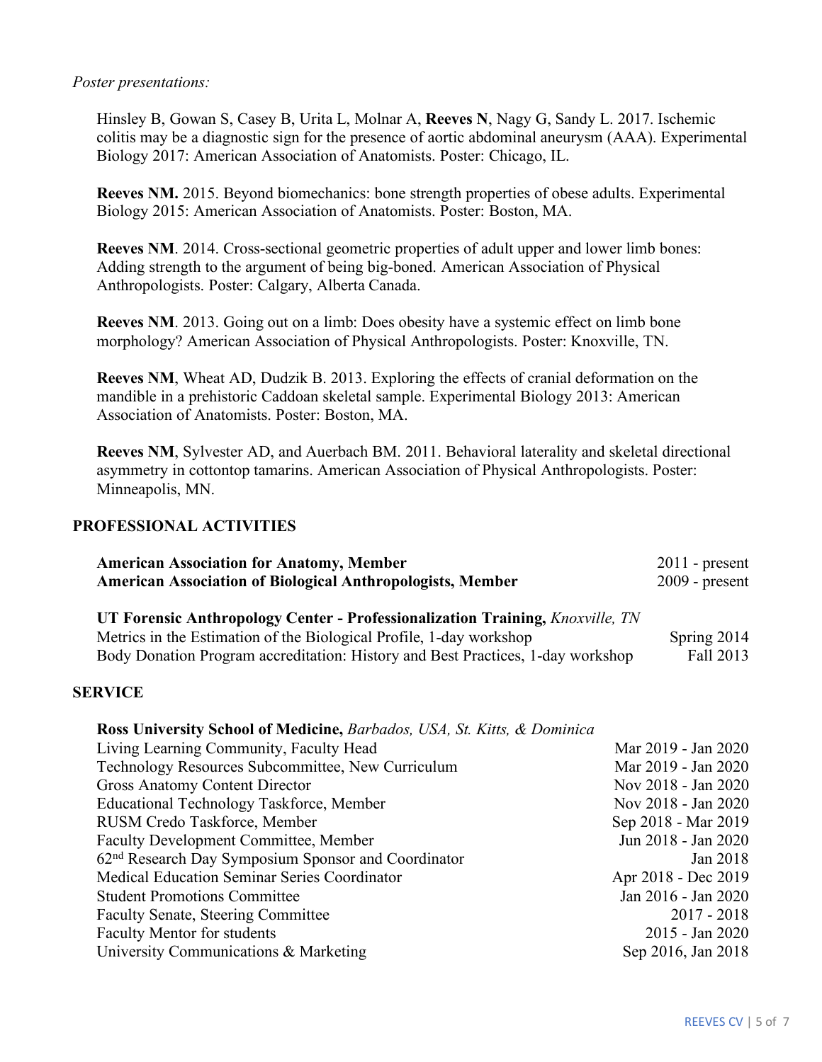*Poster presentations:*

Hinsley B, Gowan S, Casey B, Urita L, Molnar A, **Reeves N**, Nagy G, Sandy L. 2017. Ischemic colitis may be a diagnostic sign for the presence of aortic abdominal aneurysm (AAA). Experimental Biology 2017: American Association of Anatomists. Poster: Chicago, IL.

**Reeves NM.** 2015. Beyond biomechanics: bone strength properties of obese adults. Experimental Biology 2015: American Association of Anatomists. Poster: Boston, MA.

**Reeves NM**. 2014. Cross-sectional geometric properties of adult upper and lower limb bones: Adding strength to the argument of being big-boned. American Association of Physical Anthropologists. Poster: Calgary, Alberta Canada.

**Reeves NM**. 2013. Going out on a limb: Does obesity have a systemic effect on limb bone morphology? American Association of Physical Anthropologists. Poster: Knoxville, TN.

**Reeves NM**, Wheat AD, Dudzik B. 2013. Exploring the effects of cranial deformation on the mandible in a prehistoric Caddoan skeletal sample. Experimental Biology 2013: American Association of Anatomists. Poster: Boston, MA.

**Reeves NM**, Sylvester AD, and Auerbach BM. 2011. Behavioral laterality and skeletal directional asymmetry in cottontop tamarins. American Association of Physical Anthropologists. Poster: Minneapolis, MN.

## PROFESSIONAL ACTIVITIES

**American Association for Anatomy, Member** — 2011 - present
**American Association of Biological Anthropologists, Member** — 2009 - present

**UT Forensic Anthropology Center - Professionalization Training,** *Knoxville, TN*
Metrics in the Estimation of the Biological Profile, 1-day workshop — Spring 2014
Body Donation Program accreditation: History and Best Practices, 1-day workshop — Fall 2013

## SERVICE

**Ross University School of Medicine,** *Barbados, USA, St. Kitts, & Dominica*

| Role | Dates |
|---|---|
| Living Learning Community, Faculty Head | Mar 2019 - Jan 2020 |
| Technology Resources Subcommittee, New Curriculum | Mar 2019 - Jan 2020 |
| Gross Anatomy Content Director | Nov 2018 - Jan 2020 |
| Educational Technology Taskforce, Member | Nov 2018 - Jan 2020 |
| RUSM Credo Taskforce, Member | Sep 2018 - Mar 2019 |
| Faculty Development Committee, Member | Jun 2018 - Jan 2020 |
| 62nd Research Day Symposium Sponsor and Coordinator | Jan 2018 |
| Medical Education Seminar Series Coordinator | Apr 2018 - Dec 2019 |
| Student Promotions Committee | Jan 2016 - Jan 2020 |
| Faculty Senate, Steering Committee | 2017 - 2018 |
| Faculty Mentor for students | 2015 - Jan 2020 |
| University Communications & Marketing | Sep 2016, Jan 2018 |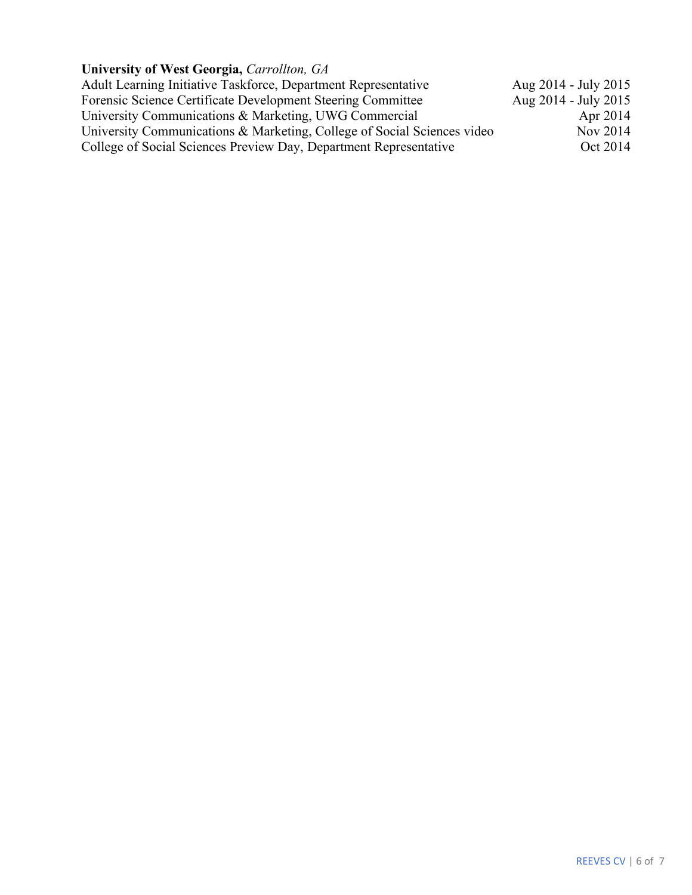**University of West Georgia,** *Carrollton, GA*

Adult Learning Initiative Taskforce, Department Representative — Aug 2014 - July 2015
Forensic Science Certificate Development Steering Committee — Aug 2014 - July 2015
University Communications & Marketing, UWG Commercial — Apr 2014
University Communications & Marketing, College of Social Sciences video — Nov 2014
College of Social Sciences Preview Day, Department Representative — Oct 2014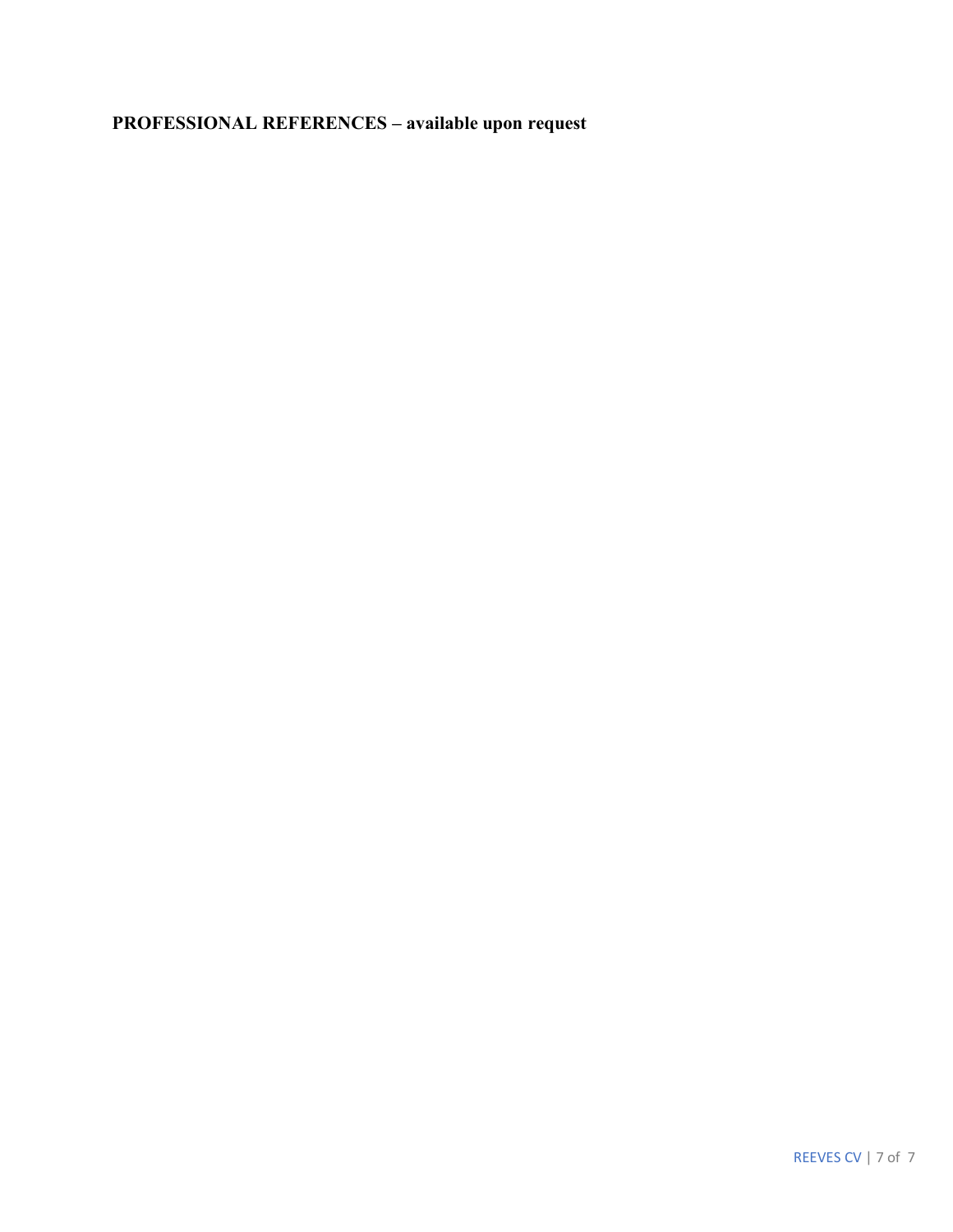**PROFESSIONAL REFERENCES – available upon request**